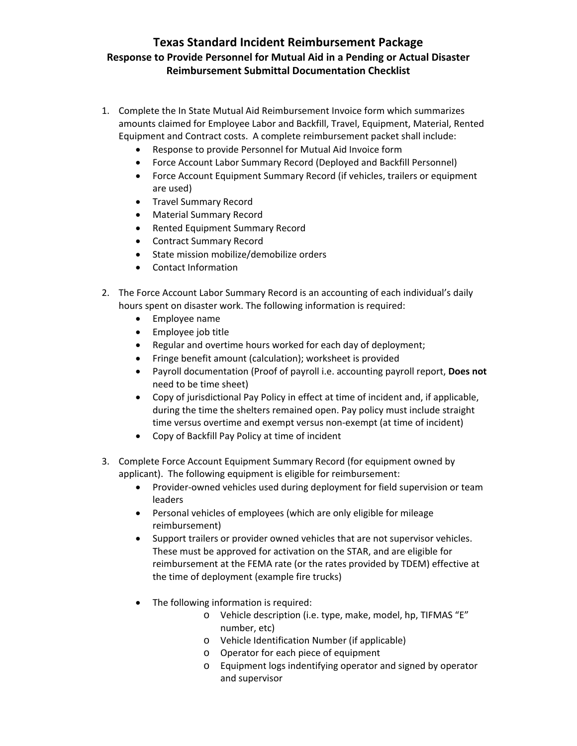# Texas Standard Incident Reimbursement Package

## Response to Provide Personnel for Mutual Aid in a Pending or Actual Disaster

## Reimbursement Submittal Documentation Checklist

1. Complete the In State Mutual Aid Reimbursement Invoice form which summarizes amounts claimed for Employee Labor and Backfill, Travel, Equipment, Material, Rented Equipment and Contract costs. A complete reimbursement packet shall include:
   - Response to provide Personnel for Mutual Aid Invoice form
   - Force Account Labor Summary Record (Deployed and Backfill Personnel)
   - Force Account Equipment Summary Record (if vehicles, trailers or equipment are used)
   - Travel Summary Record
   - Material Summary Record
   - Rented Equipment Summary Record
   - Contract Summary Record
   - State mission mobilize/demobilize orders
   - Contact Information

2. The Force Account Labor Summary Record is an accounting of each individual's daily hours spent on disaster work. The following information is required:
   - Employee name
   - Employee job title
   - Regular and overtime hours worked for each day of deployment;
   - Fringe benefit amount (calculation); worksheet is provided
   - Payroll documentation (Proof of payroll i.e. accounting payroll report, **Does not** need to be time sheet)
   - Copy of jurisdictional Pay Policy in effect at time of incident and, if applicable, during the time the shelters remained open. Pay policy must include straight time versus overtime and exempt versus non-exempt (at time of incident)
   - Copy of Backfill Pay Policy at time of incident

3. Complete Force Account Equipment Summary Record (for equipment owned by applicant). The following equipment is eligible for reimbursement:
   - Provider-owned vehicles used during deployment for field supervision or team leaders
   - Personal vehicles of employees (which are only eligible for mileage reimbursement)
   - Support trailers or provider owned vehicles that are not supervisor vehicles. These must be approved for activation on the STAR, and are eligible for reimbursement at the FEMA rate (or the rates provided by TDEM) effective at the time of deployment (example fire trucks)

   - The following information is required:
     - Vehicle description (i.e. type, make, model, hp, TIFMAS "E" number, etc)
     - Vehicle Identification Number (if applicable)
     - Operator for each piece of equipment
     - Equipment logs indentifying operator and signed by operator and supervisor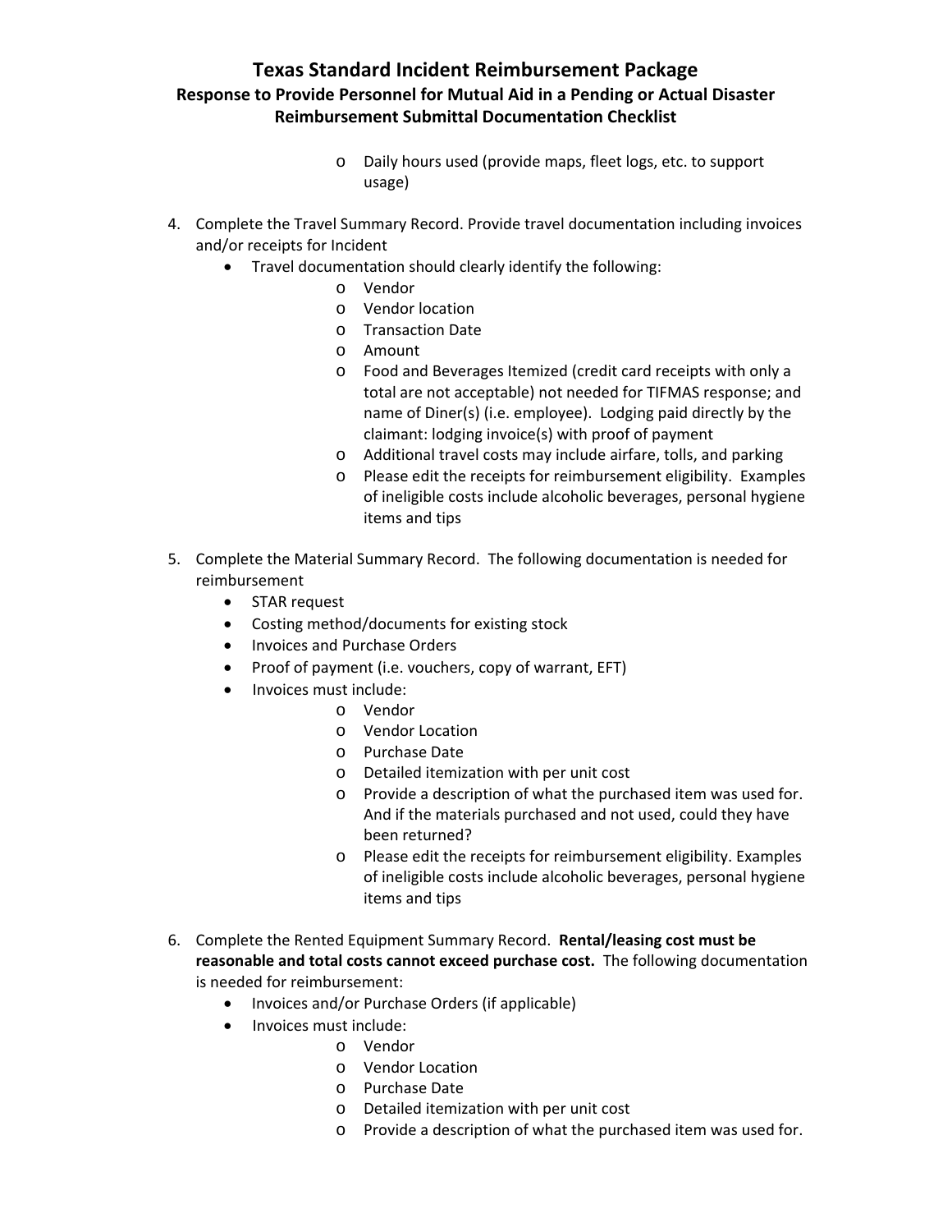# Texas Standard Incident Reimbursement Package

## Response to Provide Personnel for Mutual Aid in a Pending or Actual Disaster

## Reimbursement Submittal Documentation Checklist

- Daily hours used (provide maps, fleet logs, etc. to support usage)

4. Complete the Travel Summary Record. Provide travel documentation including invoices and/or receipts for Incident
   - Travel documentation should clearly identify the following:
     - Vendor
     - Vendor location
     - Transaction Date
     - Amount
     - Food and Beverages Itemized (credit card receipts with only a total are not acceptable) not needed for TIFMAS response; and name of Diner(s) (i.e. employee). Lodging paid directly by the claimant: lodging invoice(s) with proof of payment
     - Additional travel costs may include airfare, tolls, and parking
     - Please edit the receipts for reimbursement eligibility. Examples of ineligible costs include alcoholic beverages, personal hygiene items and tips

5. Complete the Material Summary Record. The following documentation is needed for reimbursement
   - STAR request
   - Costing method/documents for existing stock
   - Invoices and Purchase Orders
   - Proof of payment (i.e. vouchers, copy of warrant, EFT)
   - Invoices must include:
     - Vendor
     - Vendor Location
     - Purchase Date
     - Detailed itemization with per unit cost
     - Provide a description of what the purchased item was used for. And if the materials purchased and not used, could they have been returned?
     - Please edit the receipts for reimbursement eligibility. Examples of ineligible costs include alcoholic beverages, personal hygiene items and tips

6. Complete the Rented Equipment Summary Record. **Rental/leasing cost must be reasonable and total costs cannot exceed purchase cost.** The following documentation is needed for reimbursement:
   - Invoices and/or Purchase Orders (if applicable)
   - Invoices must include:
     - Vendor
     - Vendor Location
     - Purchase Date
     - Detailed itemization with per unit cost
     - Provide a description of what the purchased item was used for.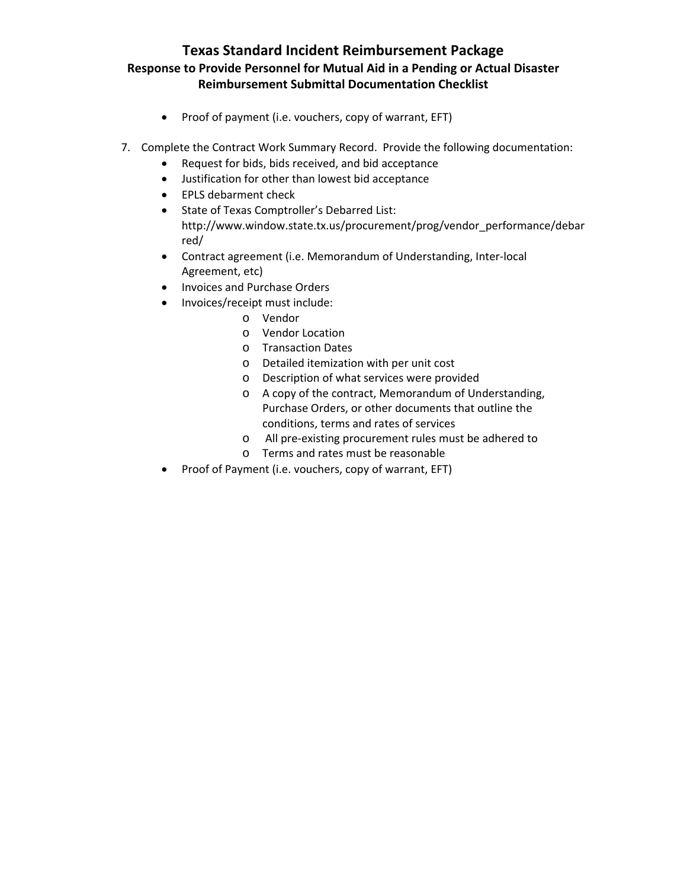# Texas Standard Incident Reimbursement Package

## Response to Provide Personnel for Mutual Aid in a Pending or Actual Disaster

## Reimbursement Submittal Documentation Checklist

- Proof of payment (i.e. vouchers, copy of warrant, EFT)

7. Complete the Contract Work Summary Record. Provide the following documentation:
   - Request for bids, bids received, and bid acceptance
   - Justification for other than lowest bid acceptance
   - EPLS debarment check
   - State of Texas Comptroller's Debarred List: http://www.window.state.tx.us/procurement/prog/vendor_performance/debarred/
   - Contract agreement (i.e. Memorandum of Understanding, Inter-local Agreement, etc)
   - Invoices and Purchase Orders
   - Invoices/receipt must include:
     - Vendor
     - Vendor Location
     - Transaction Dates
     - Detailed itemization with per unit cost
     - Description of what services were provided
     - A copy of the contract, Memorandum of Understanding, Purchase Orders, or other documents that outline the conditions, terms and rates of services
     - All pre-existing procurement rules must be adhered to
     - Terms and rates must be reasonable
   - Proof of Payment (i.e. vouchers, copy of warrant, EFT)